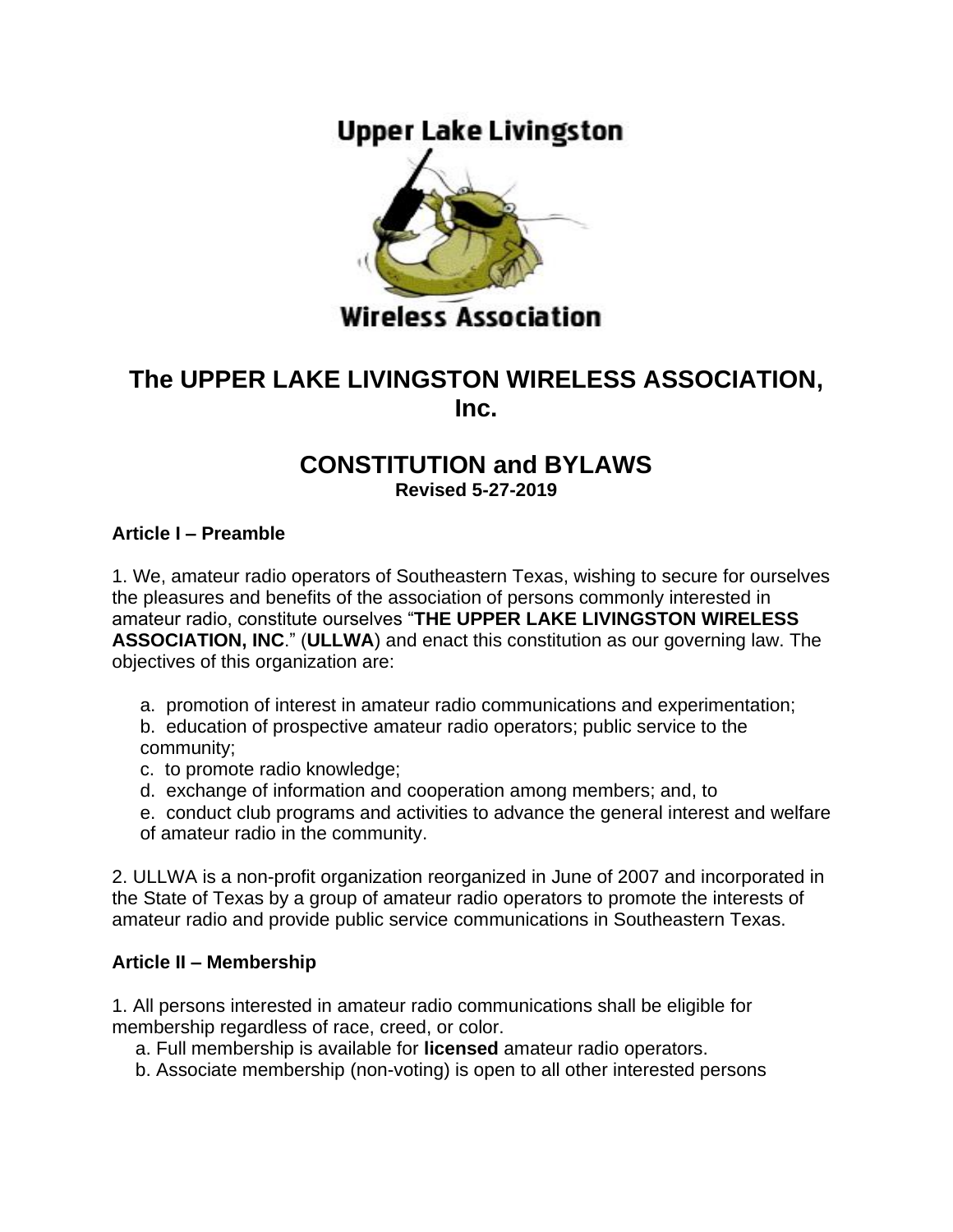Upper Lake Livingston

Wireless Association

# The UPPER LAKE LIVINGSTON WIRELESS ASSOCIATION, Inc.

## CONSTITUTION and BYLAWS

**Revised 5-27-2019**

### Article I – Preamble

1. We, amateur radio operators of Southeastern Texas, wishing to secure for ourselves the pleasures and benefits of the association of persons commonly interested in amateur radio, constitute ourselves "**THE UPPER LAKE LIVINGSTON WIRELESS ASSOCIATION, INC**." (**ULLWA**) and enact this constitution as our governing law. The objectives of this organization are:

   a. promotion of interest in amateur radio communications and experimentation;
   b. education of prospective amateur radio operators; public service to the community;
   c. to promote radio knowledge;
   d. exchange of information and cooperation among members; and, to
   e. conduct club programs and activities to advance the general interest and welfare of amateur radio in the community.

2. ULLWA is a non-profit organization reorganized in June of 2007 and incorporated in the State of Texas by a group of amateur radio operators to promote the interests of amateur radio and provide public service communications in Southeastern Texas.

### Article II – Membership

1. All persons interested in amateur radio communications shall be eligible for membership regardless of race, creed, or color.
   a. Full membership is available for **licensed** amateur radio operators.
   b. Associate membership (non-voting) is open to all other interested persons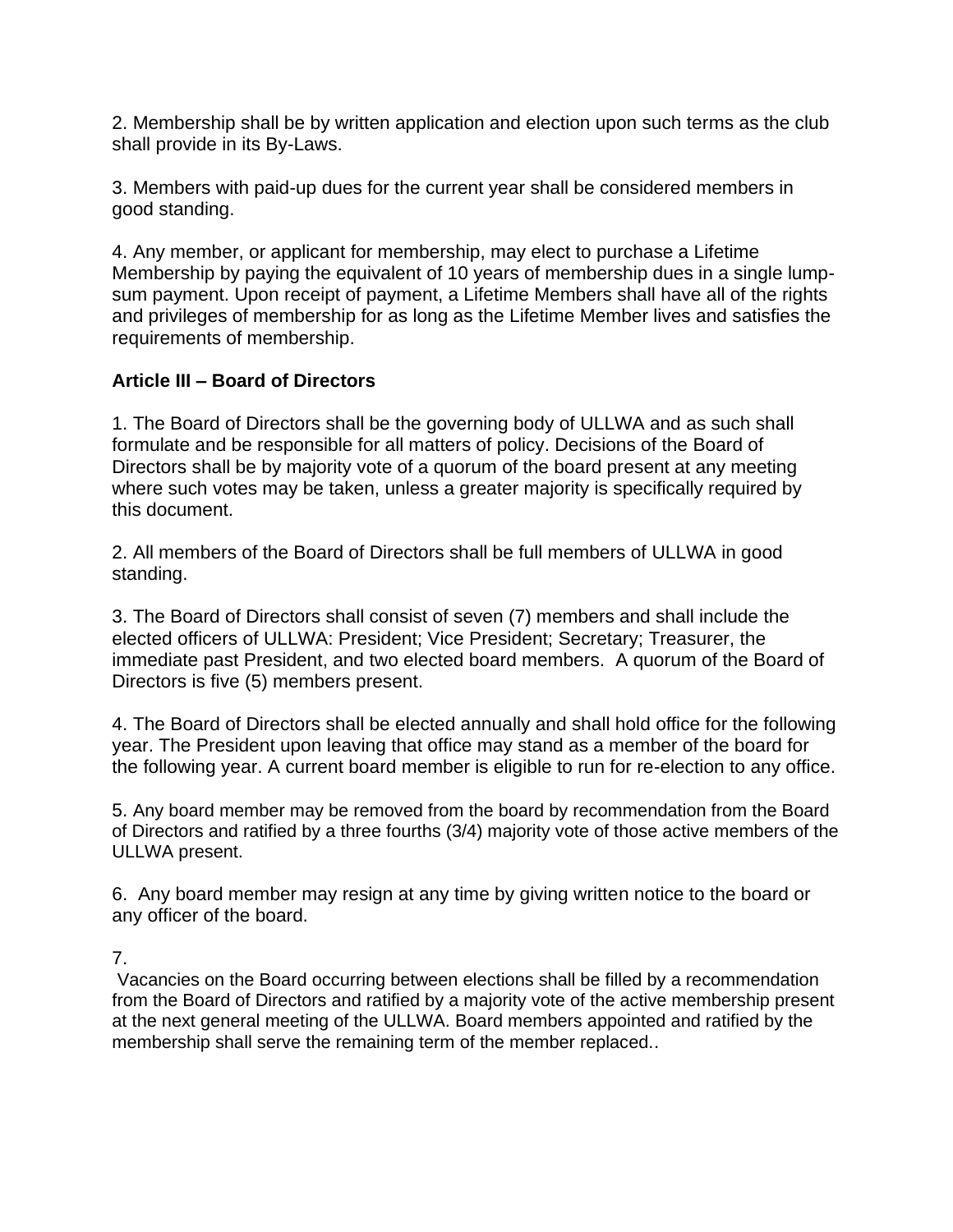2. Membership shall be by written application and election upon such terms as the club shall provide in its By-Laws.

3. Members with paid-up dues for the current year shall be considered members in good standing.

4. Any member, or applicant for membership, may elect to purchase a Lifetime Membership by paying the equivalent of 10 years of membership dues in a single lump-sum payment. Upon receipt of payment, a Lifetime Members shall have all of the rights and privileges of membership for as long as the Lifetime Member lives and satisfies the requirements of membership.

## Article III – Board of Directors

1. The Board of Directors shall be the governing body of ULLWA and as such shall formulate and be responsible for all matters of policy. Decisions of the Board of Directors shall be by majority vote of a quorum of the board present at any meeting where such votes may be taken, unless a greater majority is specifically required by this document.

2. All members of the Board of Directors shall be full members of ULLWA in good standing.

3. The Board of Directors shall consist of seven (7) members and shall include the elected officers of ULLWA: President; Vice President; Secretary; Treasurer, the immediate past President, and two elected board members. A quorum of the Board of Directors is five (5) members present.

4. The Board of Directors shall be elected annually and shall hold office for the following year. The President upon leaving that office may stand as a member of the board for the following year. A current board member is eligible to run for re-election to any office.

5. Any board member may be removed from the board by recommendation from the Board of Directors and ratified by a three fourths (3/4) majority vote of those active members of the ULLWA present.

6. Any board member may resign at any time by giving written notice to the board or any officer of the board.

7. Vacancies on the Board occurring between elections shall be filled by a recommendation from the Board of Directors and ratified by a majority vote of the active membership present at the next general meeting of the ULLWA. Board members appointed and ratified by the membership shall serve the remaining term of the member replaced..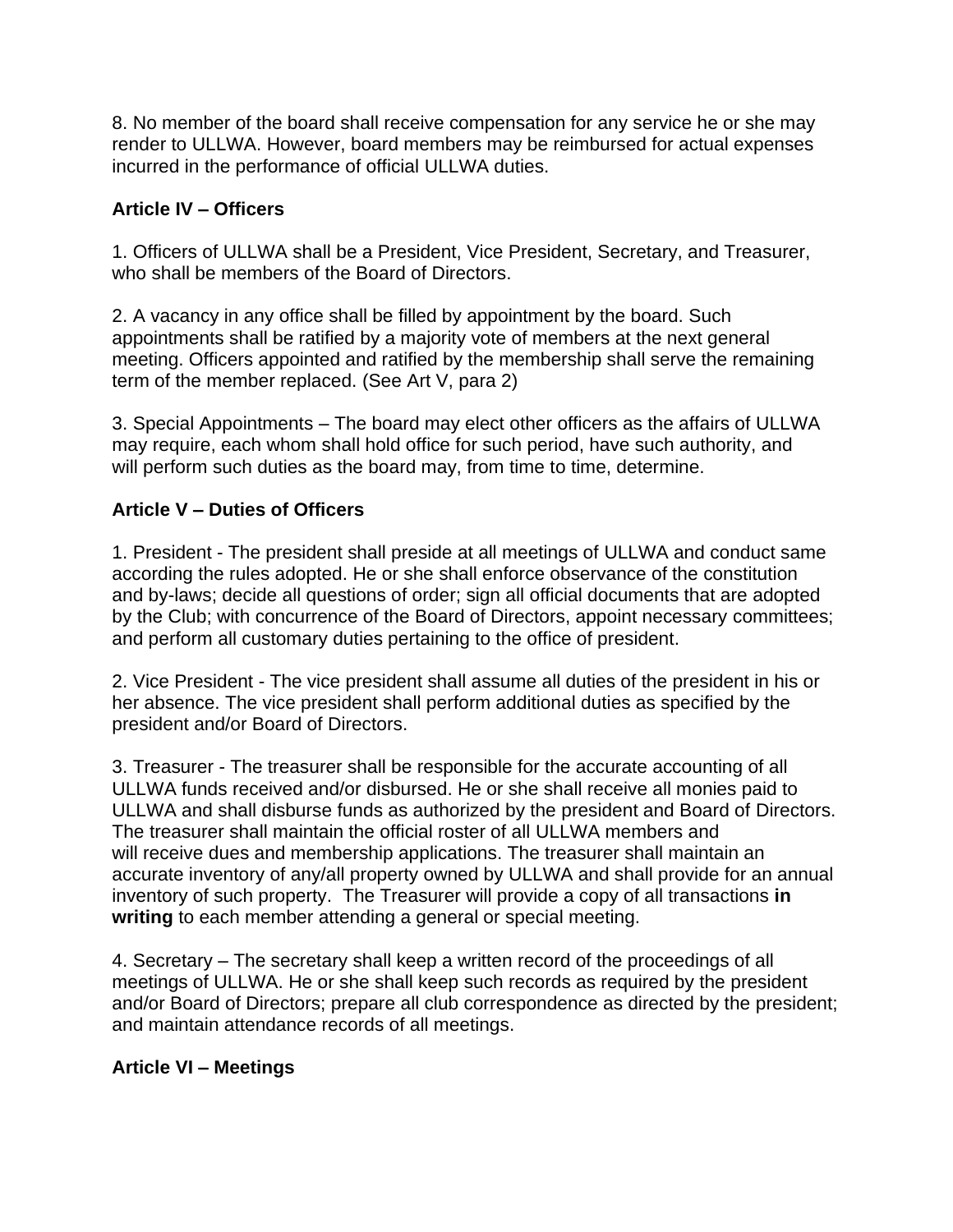8. No member of the board shall receive compensation for any service he or she may render to ULLWA. However, board members may be reimbursed for actual expenses incurred in the performance of official ULLWA duties.

**Article IV – Officers**

1. Officers of ULLWA shall be a President, Vice President, Secretary, and Treasurer, who shall be members of the Board of Directors.

2. A vacancy in any office shall be filled by appointment by the board. Such appointments shall be ratified by a majority vote of members at the next general meeting. Officers appointed and ratified by the membership shall serve the remaining term of the member replaced. (See Art V, para 2)

3. Special Appointments – The board may elect other officers as the affairs of ULLWA may require, each whom shall hold office for such period, have such authority, and will perform such duties as the board may, from time to time, determine.

**Article V – Duties of Officers**

1. President - The president shall preside at all meetings of ULLWA and conduct same according the rules adopted. He or she shall enforce observance of the constitution and by-laws; decide all questions of order; sign all official documents that are adopted by the Club; with concurrence of the Board of Directors, appoint necessary committees; and perform all customary duties pertaining to the office of president.

2. Vice President - The vice president shall assume all duties of the president in his or her absence. The vice president shall perform additional duties as specified by the president and/or Board of Directors.

3. Treasurer - The treasurer shall be responsible for the accurate accounting of all ULLWA funds received and/or disbursed. He or she shall receive all monies paid to ULLWA and shall disburse funds as authorized by the president and Board of Directors. The treasurer shall maintain the official roster of all ULLWA members and will receive dues and membership applications. The treasurer shall maintain an accurate inventory of any/all property owned by ULLWA and shall provide for an annual inventory of such property. The Treasurer will provide a copy of all transactions **in writing** to each member attending a general or special meeting.

4. Secretary – The secretary shall keep a written record of the proceedings of all meetings of ULLWA. He or she shall keep such records as required by the president and/or Board of Directors; prepare all club correspondence as directed by the president; and maintain attendance records of all meetings.

**Article VI – Meetings**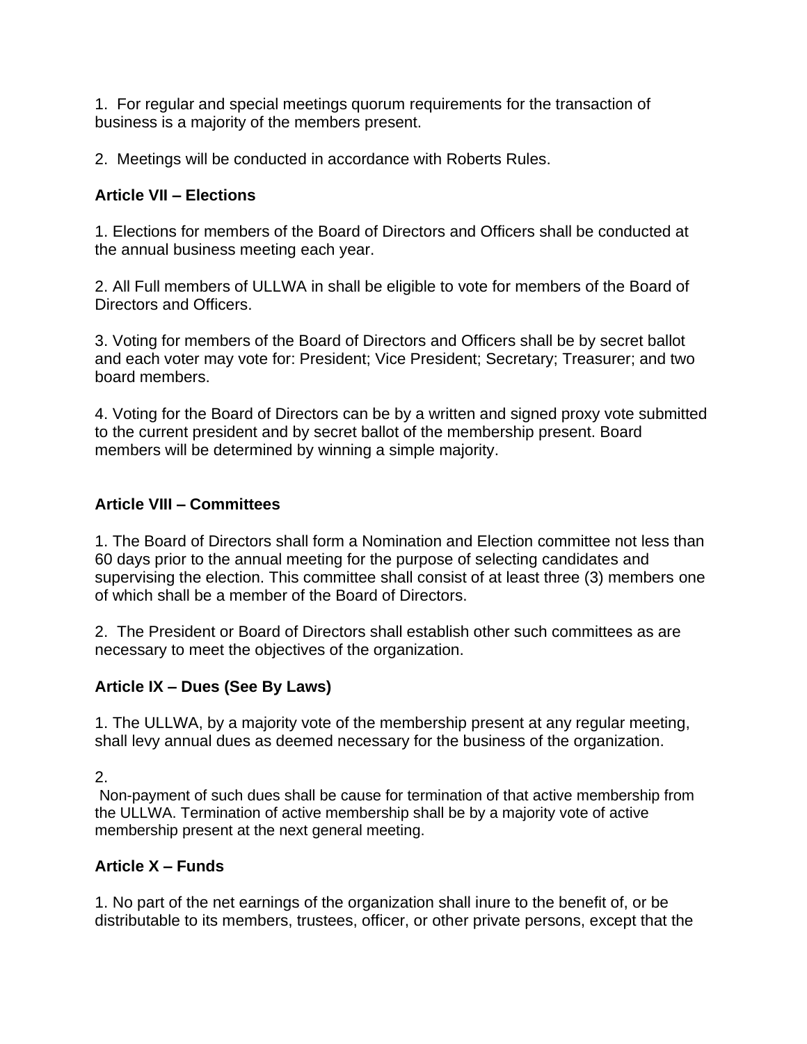1. For regular and special meetings quorum requirements for the transaction of business is a majority of the members present.

2. Meetings will be conducted in accordance with Roberts Rules.

**Article VII – Elections**

1. Elections for members of the Board of Directors and Officers shall be conducted at the annual business meeting each year.

2. All Full members of ULLWA in shall be eligible to vote for members of the Board of Directors and Officers.

3. Voting for members of the Board of Directors and Officers shall be by secret ballot and each voter may vote for: President; Vice President; Secretary; Treasurer; and two board members.

4. Voting for the Board of Directors can be by a written and signed proxy vote submitted to the current president and by secret ballot of the membership present. Board members will be determined by winning a simple majority.

**Article VIII – Committees**

1. The Board of Directors shall form a Nomination and Election committee not less than 60 days prior to the annual meeting for the purpose of selecting candidates and supervising the election. This committee shall consist of at least three (3) members one of which shall be a member of the Board of Directors.

2. The President or Board of Directors shall establish other such committees as are necessary to meet the objectives of the organization.

**Article IX – Dues (See By Laws)**

1. The ULLWA, by a majority vote of the membership present at any regular meeting, shall levy annual dues as deemed necessary for the business of the organization.

2.
Non-payment of such dues shall be cause for termination of that active membership from the ULLWA. Termination of active membership shall be by a majority vote of active membership present at the next general meeting.

**Article X – Funds**

1. No part of the net earnings of the organization shall inure to the benefit of, or be distributable to its members, trustees, officer, or other private persons, except that the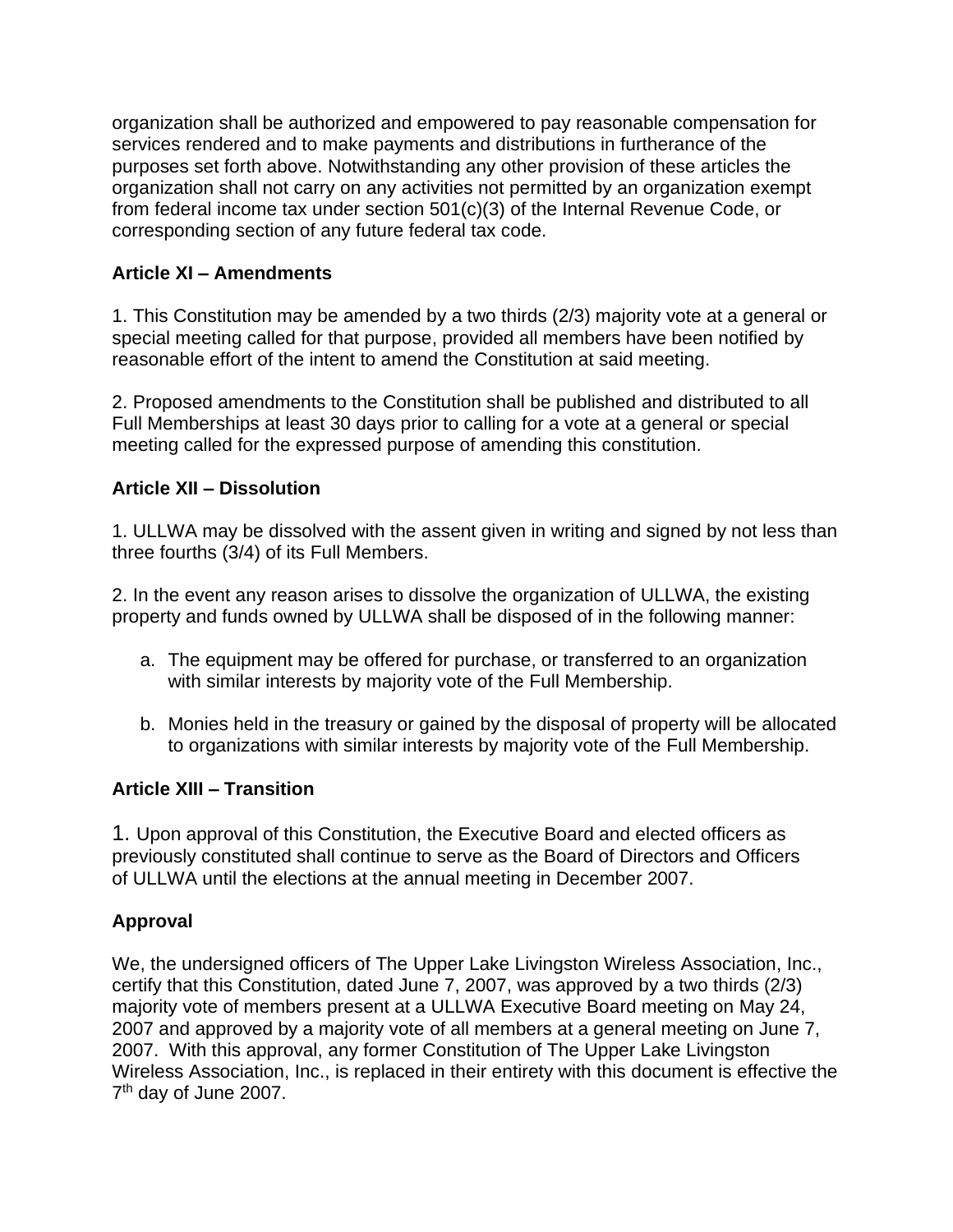organization shall be authorized and empowered to pay reasonable compensation for services rendered and to make payments and distributions in furtherance of the purposes set forth above. Notwithstanding any other provision of these articles the organization shall not carry on any activities not permitted by an organization exempt from federal income tax under section 501(c)(3) of the Internal Revenue Code, or corresponding section of any future federal tax code.

**Article XI – Amendments**

1. This Constitution may be amended by a two thirds (2/3) majority vote at a general or special meeting called for that purpose, provided all members have been notified by reasonable effort of the intent to amend the Constitution at said meeting.

2. Proposed amendments to the Constitution shall be published and distributed to all Full Memberships at least 30 days prior to calling for a vote at a general or special meeting called for the expressed purpose of amending this constitution.

**Article XII – Dissolution**

1. ULLWA may be dissolved with the assent given in writing and signed by not less than three fourths (3/4) of its Full Members.

2. In the event any reason arises to dissolve the organization of ULLWA, the existing property and funds owned by ULLWA shall be disposed of in the following manner:

   a. The equipment may be offered for purchase, or transferred to an organization with similar interests by majority vote of the Full Membership.

   b. Monies held in the treasury or gained by the disposal of property will be allocated to organizations with similar interests by majority vote of the Full Membership.

**Article XIII – Transition**

1. Upon approval of this Constitution, the Executive Board and elected officers as previously constituted shall continue to serve as the Board of Directors and Officers of ULLWA until the elections at the annual meeting in December 2007.

**Approval**

We, the undersigned officers of The Upper Lake Livingston Wireless Association, Inc., certify that this Constitution, dated June 7, 2007, was approved by a two thirds (2/3) majority vote of members present at a ULLWA Executive Board meeting on May 24, 2007 and approved by a majority vote of all members at a general meeting on June 7, 2007. With this approval, any former Constitution of The Upper Lake Livingston Wireless Association, Inc., is replaced in their entirety with this document is effective the 7th day of June 2007.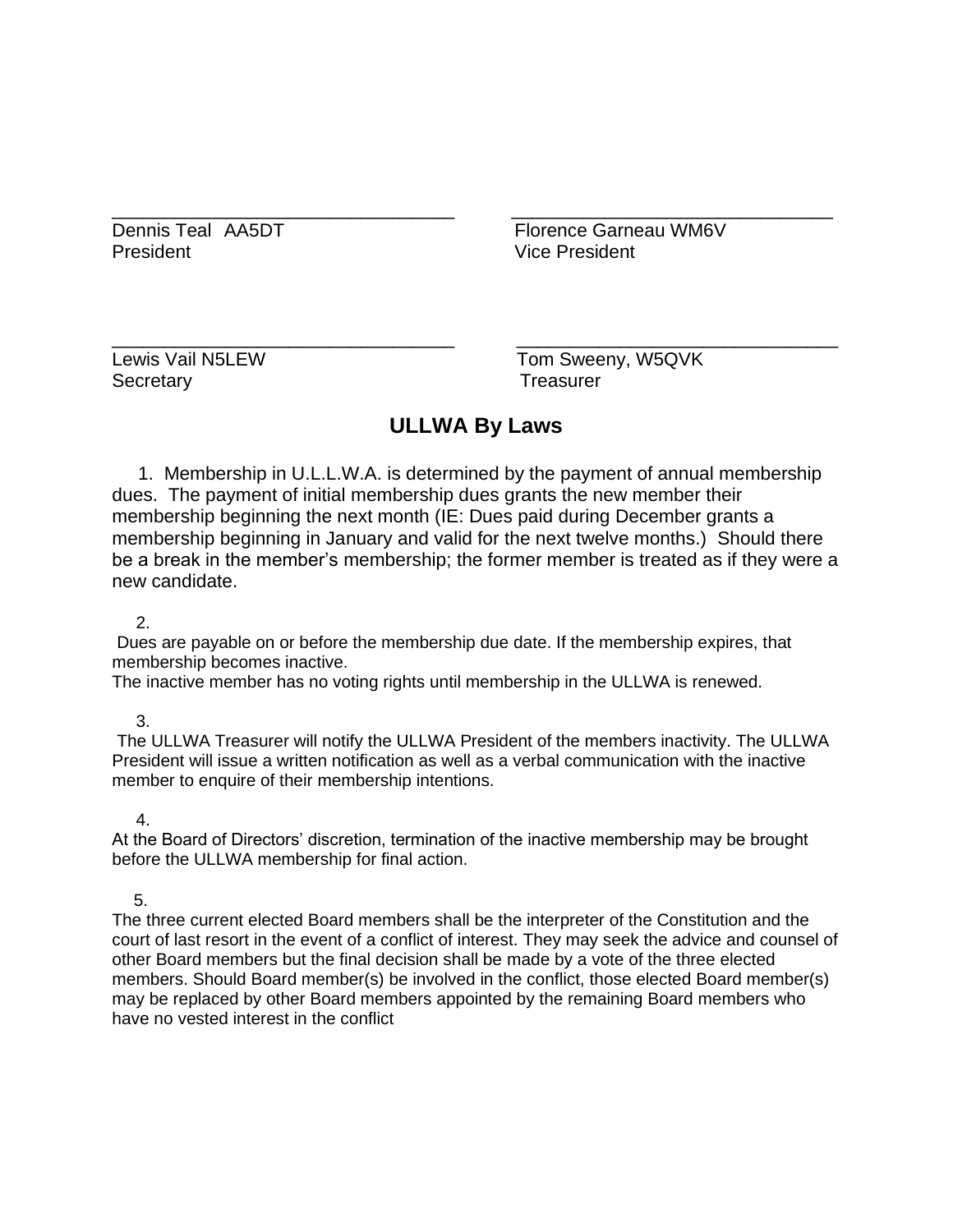\_\_\_\_\_\_\_\_\_\_\_\_\_\_\_\_\_\_\_\_\_\_\_\_\_\_\_\_\_\_\_\_\_\_ \_\_\_\_\_\_\_\_\_\_\_\_\_\_\_\_\_\_\_\_\_\_\_\_\_\_\_\_\_\_\_\_

Dennis Teal AA5DT
President

Florence Garneau WM6V
Vice President

\_\_\_\_\_\_\_\_\_\_\_\_\_\_\_\_\_\_\_\_\_\_\_\_\_\_\_\_\_\_\_\_\_\_ \_\_\_\_\_\_\_\_\_\_\_\_\_\_\_\_\_\_\_\_\_\_\_\_\_\_\_\_\_\_\_\_

Lewis Vail N5LEW
Secretary

Tom Sweeny, W5QVK
Treasurer

## ULLWA By Laws

1. Membership in U.L.L.W.A. is determined by the payment of annual membership dues. The payment of initial membership dues grants the new member their membership beginning the next month (IE: Dues paid during December grants a membership beginning in January and valid for the next twelve months.) Should there be a break in the member's membership; the former member is treated as if they were a new candidate.

2. Dues are payable on or before the membership due date. If the membership expires, that membership becomes inactive.
The inactive member has no voting rights until membership in the ULLWA is renewed.

3. The ULLWA Treasurer will notify the ULLWA President of the members inactivity. The ULLWA President will issue a written notification as well as a verbal communication with the inactive member to enquire of their membership intentions.

4. At the Board of Directors' discretion, termination of the inactive membership may be brought before the ULLWA membership for final action.

5. The three current elected Board members shall be the interpreter of the Constitution and the court of last resort in the event of a conflict of interest. They may seek the advice and counsel of other Board members but the final decision shall be made by a vote of the three elected members. Should Board member(s) be involved in the conflict, those elected Board member(s) may be replaced by other Board members appointed by the remaining Board members who have no vested interest in the conflict